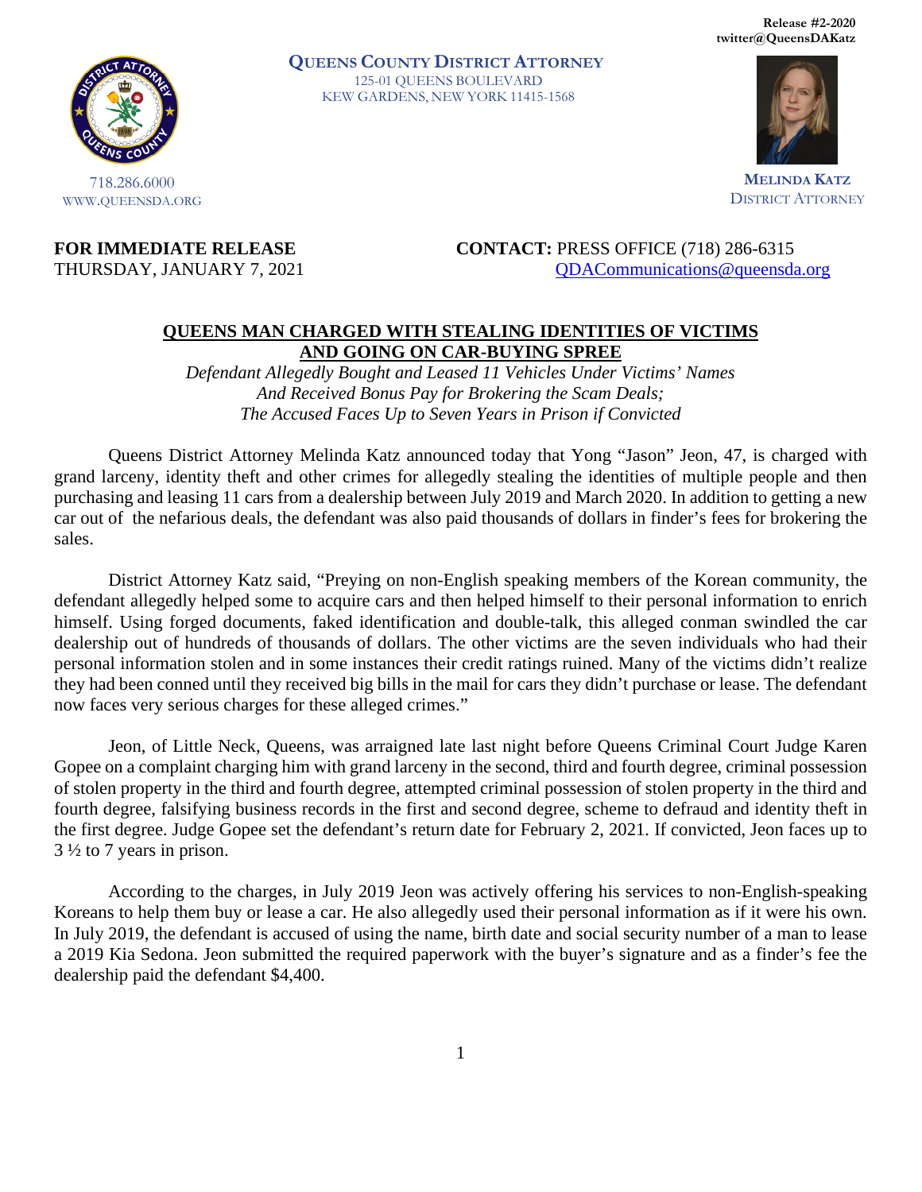Release #2-2020
twitter@QueensDAKatz

**QUEENS COUNTY DISTRICT ATTORNEY**
125-01 QUEENS BOULEVARD
KEW GARDENS, NEW YORK 11415-1568

718.286.6000
WWW.QUEENSDA.ORG

**MELINDA KATZ**
DISTRICT ATTORNEY

**FOR IMMEDIATE RELEASE**
THURSDAY, JANUARY 7, 2021

**CONTACT:** PRESS OFFICE (718) 286-6315
QDACommunications@queensda.org

## QUEENS MAN CHARGED WITH STEALING IDENTITIES OF VICTIMS AND GOING ON CAR-BUYING SPREE

*Defendant Allegedly Bought and Leased 11 Vehicles Under Victims' Names And Received Bonus Pay for Brokering the Scam Deals; The Accused Faces Up to Seven Years in Prison if Convicted*

Queens District Attorney Melinda Katz announced today that Yong "Jason" Jeon, 47, is charged with grand larceny, identity theft and other crimes for allegedly stealing the identities of multiple people and then purchasing and leasing 11 cars from a dealership between July 2019 and March 2020. In addition to getting a new car out of the nefarious deals, the defendant was also paid thousands of dollars in finder's fees for brokering the sales.

District Attorney Katz said, "Preying on non-English speaking members of the Korean community, the defendant allegedly helped some to acquire cars and then helped himself to their personal information to enrich himself. Using forged documents, faked identification and double-talk, this alleged conman swindled the car dealership out of hundreds of thousands of dollars. The other victims are the seven individuals who had their personal information stolen and in some instances their credit ratings ruined. Many of the victims didn't realize they had been conned until they received big bills in the mail for cars they didn't purchase or lease. The defendant now faces very serious charges for these alleged crimes."

Jeon, of Little Neck, Queens, was arraigned late last night before Queens Criminal Court Judge Karen Gopee on a complaint charging him with grand larceny in the second, third and fourth degree, criminal possession of stolen property in the third and fourth degree, attempted criminal possession of stolen property in the third and fourth degree, falsifying business records in the first and second degree, scheme to defraud and identity theft in the first degree. Judge Gopee set the defendant's return date for February 2, 2021. If convicted, Jeon faces up to 3 ½ to 7 years in prison.

According to the charges, in July 2019 Jeon was actively offering his services to non-English-speaking Koreans to help them buy or lease a car. He also allegedly used their personal information as if it were his own. In July 2019, the defendant is accused of using the name, birth date and social security number of a man to lease a 2019 Kia Sedona. Jeon submitted the required paperwork with the buyer's signature and as a finder's fee the dealership paid the defendant $4,400.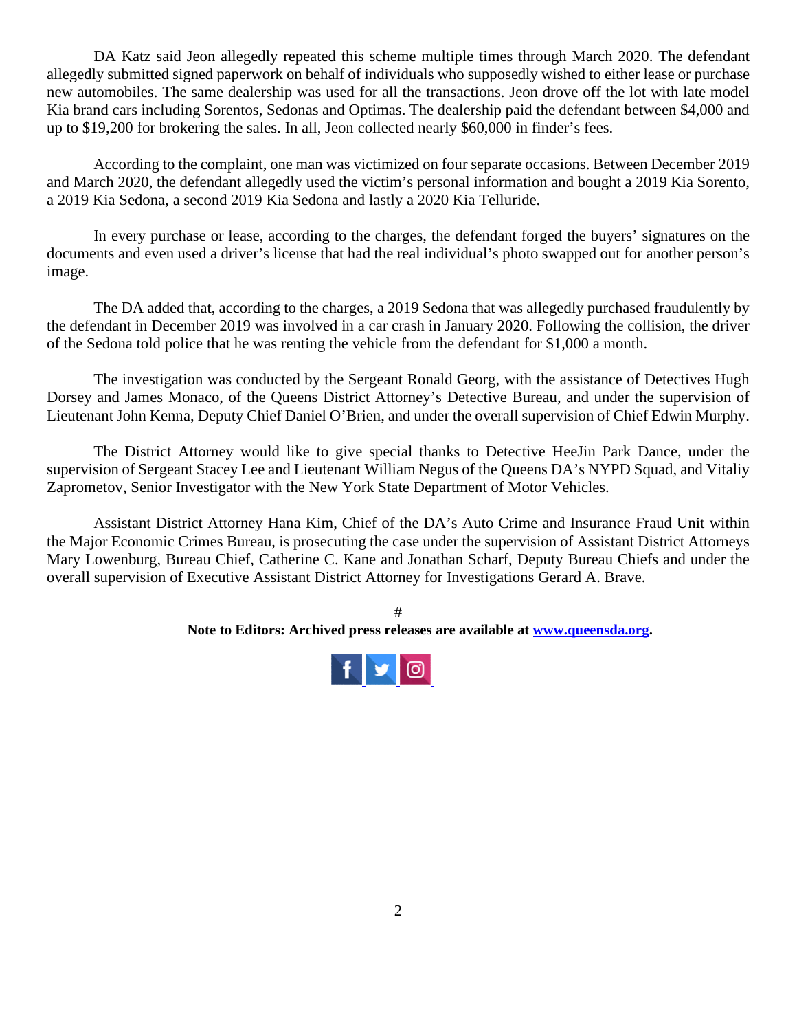DA Katz said Jeon allegedly repeated this scheme multiple times through March 2020. The defendant allegedly submitted signed paperwork on behalf of individuals who supposedly wished to either lease or purchase new automobiles. The same dealership was used for all the transactions. Jeon drove off the lot with late model Kia brand cars including Sorentos, Sedonas and Optimas. The dealership paid the defendant between $4,000 and up to $19,200 for brokering the sales. In all, Jeon collected nearly $60,000 in finder's fees.

According to the complaint, one man was victimized on four separate occasions. Between December 2019 and March 2020, the defendant allegedly used the victim's personal information and bought a 2019 Kia Sorento, a 2019 Kia Sedona, a second 2019 Kia Sedona and lastly a 2020 Kia Telluride.

In every purchase or lease, according to the charges, the defendant forged the buyers' signatures on the documents and even used a driver's license that had the real individual's photo swapped out for another person's image.

The DA added that, according to the charges, a 2019 Sedona that was allegedly purchased fraudulently by the defendant in December 2019 was involved in a car crash in January 2020. Following the collision, the driver of the Sedona told police that he was renting the vehicle from the defendant for $1,000 a month.

The investigation was conducted by the Sergeant Ronald Georg, with the assistance of Detectives Hugh Dorsey and James Monaco, of the Queens District Attorney's Detective Bureau, and under the supervision of Lieutenant John Kenna, Deputy Chief Daniel O'Brien, and under the overall supervision of Chief Edwin Murphy.

The District Attorney would like to give special thanks to Detective HeeJin Park Dance, under the supervision of Sergeant Stacey Lee and Lieutenant William Negus of the Queens DA's NYPD Squad, and Vitaliy Zaprometov, Senior Investigator with the New York State Department of Motor Vehicles.

Assistant District Attorney Hana Kim, Chief of the DA's Auto Crime and Insurance Fraud Unit within the Major Economic Crimes Bureau, is prosecuting the case under the supervision of Assistant District Attorneys Mary Lowenburg, Bureau Chief, Catherine C. Kane and Jonathan Scharf, Deputy Bureau Chiefs and under the overall supervision of Executive Assistant District Attorney for Investigations Gerard A. Brave.

#

**Note to Editors: Archived press releases are available at [www.queensda.org](http://www.queensda.org).**